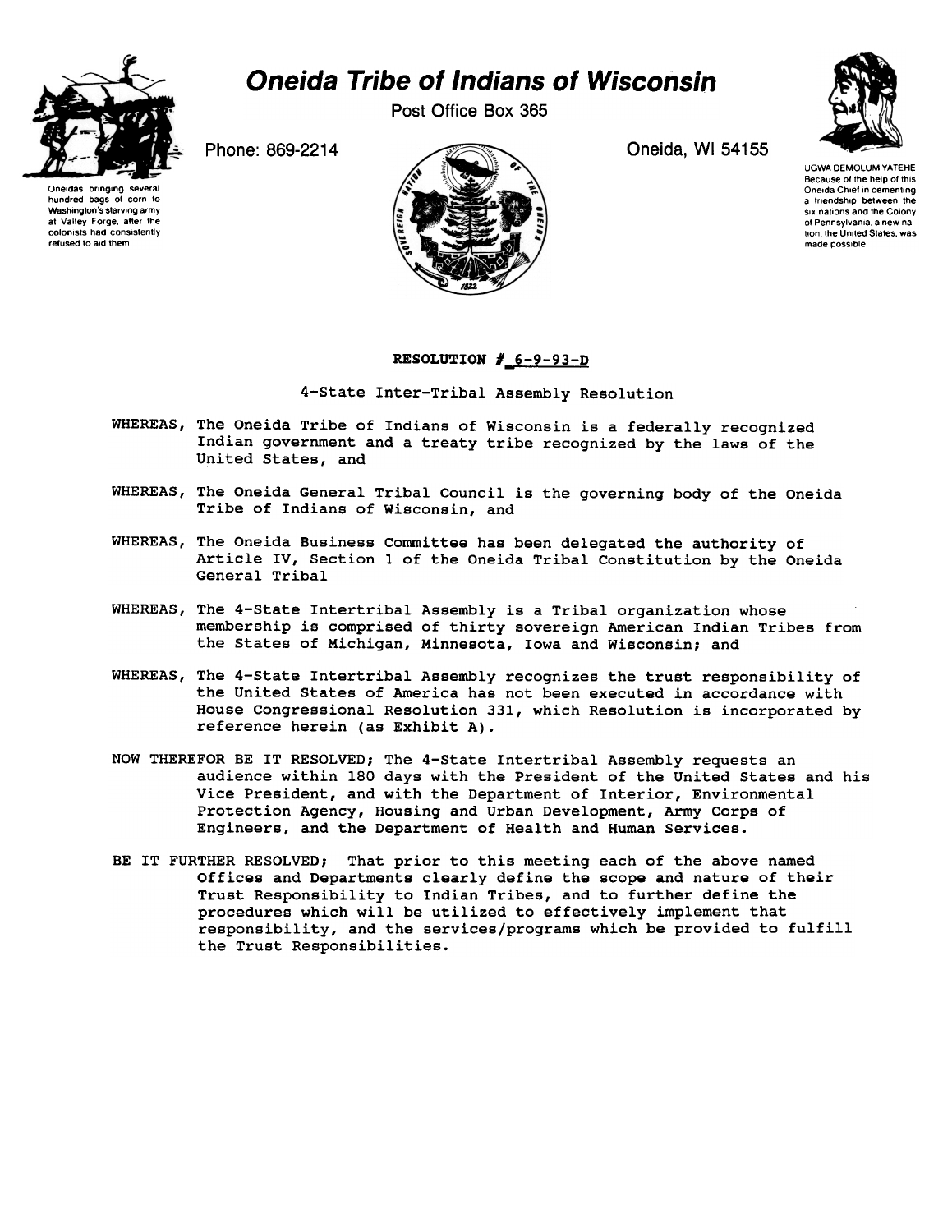# Oneida Tribe of Indians of Wisconsin

Post Office Box 365

Phone: 869-2214

Oneida, WI 54155

Oneidas bringing several hundred bags of corn to Washington's starving army at Valley Forge, after the colonists had consistently refused to aid them.

UGWA DEMOLUM YATEHE
Because of the help of this Oneida Chief in cementing a friendship between the six nations and the Colony of Pennsylvania, a new nation, the United States, was made possible.

**RESOLUTION # 6-9-93-D**

4-State Inter-Tribal Assembly Resolution

WHEREAS, The Oneida Tribe of Indians of Wisconsin is a federally recognized Indian government and a treaty tribe recognized by the laws of the United States, and

WHEREAS, The Oneida General Tribal Council is the governing body of the Oneida Tribe of Indians of Wisconsin, and

WHEREAS, The Oneida Business Committee has been delegated the authority of Article IV, Section 1 of the Oneida Tribal Constitution by the Oneida General Tribal

WHEREAS, The 4-State Intertribal Assembly is a Tribal organization whose membership is comprised of thirty sovereign American Indian Tribes from the States of Michigan, Minnesota, Iowa and Wisconsin; and

WHEREAS, The 4-State Intertribal Assembly recognizes the trust responsibility of the United States of America has not been executed in accordance with House Congressional Resolution 331, which Resolution is incorporated by reference herein (as Exhibit A).

NOW THEREFOR BE IT RESOLVED; The 4-State Intertribal Assembly requests an audience within 180 days with the President of the United States and his Vice President, and with the Department of Interior, Environmental Protection Agency, Housing and Urban Development, Army Corps of Engineers, and the Department of Health and Human Services.

BE IT FURTHER RESOLVED; That prior to this meeting each of the above named Offices and Departments clearly define the scope and nature of their Trust Responsibility to Indian Tribes, and to further define the procedures which will be utilized to effectively implement that responsibility, and the services/programs which be provided to fulfill the Trust Responsibilities.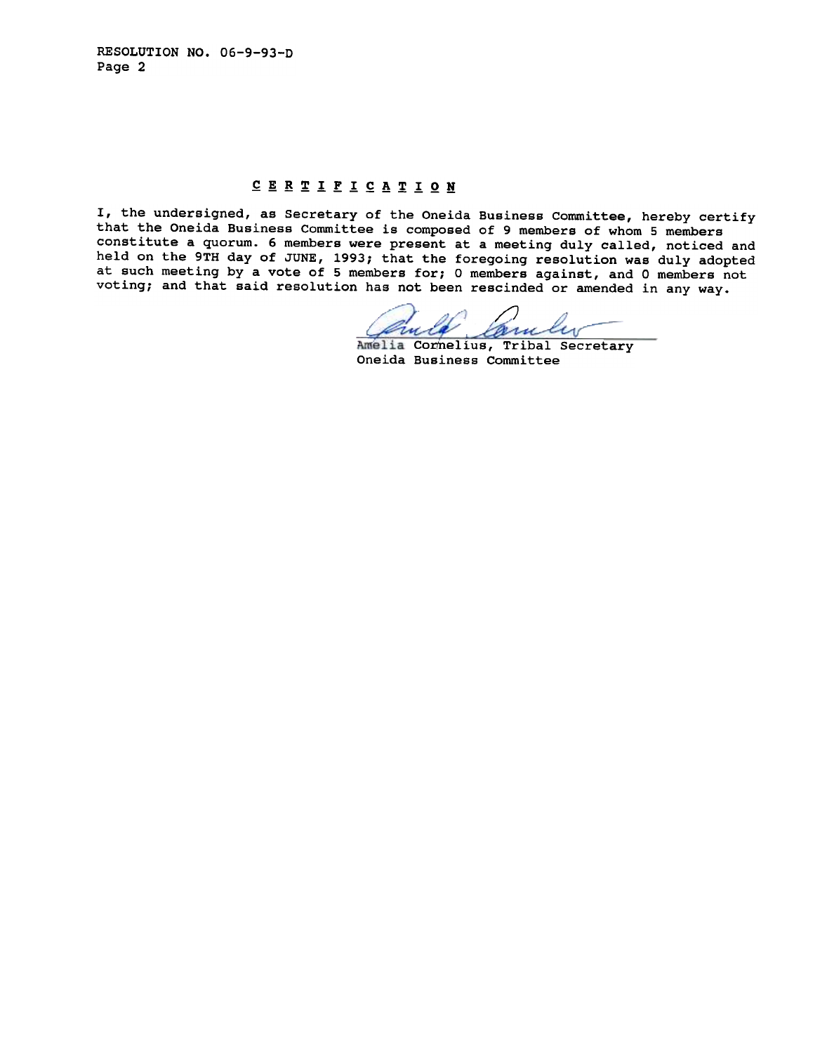RESOLUTION NO. 06-9-93-D
Page 2

## CERTIFICATION

I, the undersigned, as Secretary of the Oneida Business Committee, hereby certify that the Oneida Business Committee is composed of 9 members of whom 5 members constitute a quorum. 6 members were present at a meeting duly called, noticed and held on the 9TH day of JUNE, 1993; that the foregoing resolution was duly adopted at such meeting by a vote of 5 members for; 0 members against, and 0 members not voting; and that said resolution has not been rescinded or amended in any way.

Amelia Cornelius, Tribal Secretary
Oneida Business Committee